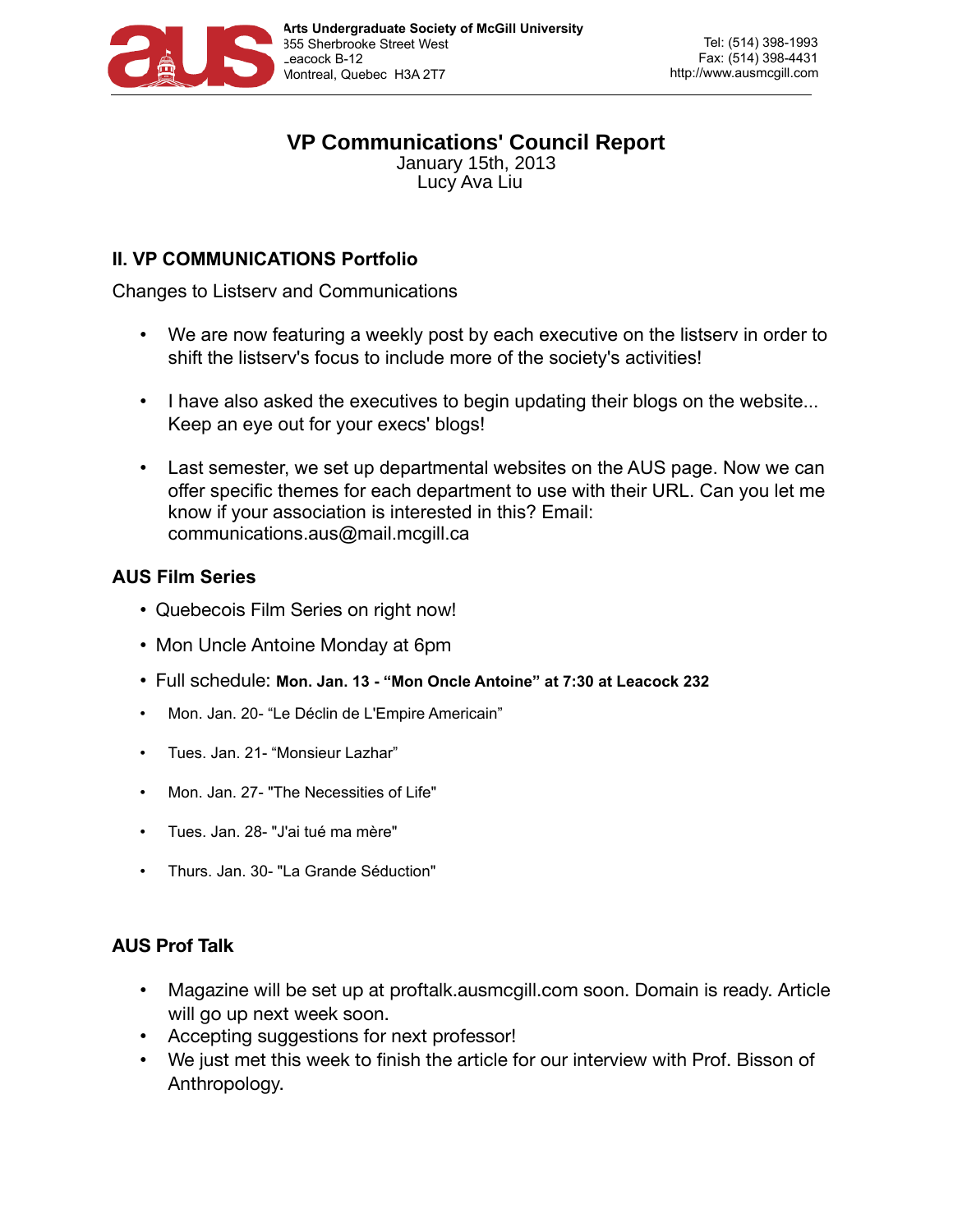Arts Undergraduate Society of McGill University
855 Sherbrooke Street West
Leacock B-12
Montreal, Quebec H3A 2T7

Tel: (514) 398-1993
Fax: (514) 398-4431
http://www.ausmcgill.com

# VP Communications' Council Report

January 15th, 2013
Lucy Ava Liu

## II. VP COMMUNICATIONS Portfolio

Changes to Listserv and Communications

- We are now featuring a weekly post by each executive on the listserv in order to shift the listserv's focus to include more of the society's activities!
- I have also asked the executives to begin updating their blogs on the website... Keep an eye out for your execs' blogs!
- Last semester, we set up departmental websites on the AUS page. Now we can offer specific themes for each department to use with their URL. Can you let me know if your association is interested in this? Email: communications.aus@mail.mcgill.ca

### AUS Film Series

- Quebecois Film Series on right now!
- Mon Uncle Antoine Monday at 6pm
- Full schedule: **Mon. Jan. 13 - "Mon Oncle Antoine" at 7:30 at Leacock 232**
- Mon. Jan. 20- "Le Déclin de L'Empire Americain"
- Tues. Jan. 21- "Monsieur Lazhar"
- Mon. Jan. 27- "The Necessities of Life"
- Tues. Jan. 28- "J'ai tué ma mère"
- Thurs. Jan. 30- "La Grande Séduction"

### AUS Prof Talk

- Magazine will be set up at proftalk.ausmcgill.com soon. Domain is ready. Article will go up next week soon.
- Accepting suggestions for next professor!
- We just met this week to finish the article for our interview with Prof. Bisson of Anthropology.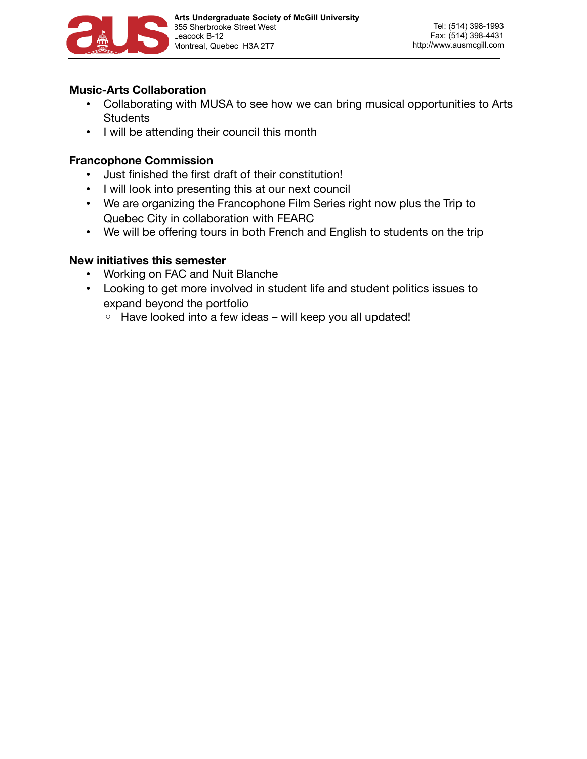**Music-Arts Collaboration**

- Collaborating with MUSA to see how we can bring musical opportunities to Arts Students
- I will be attending their council this month

**Francophone Commission**

- Just finished the first draft of their constitution!
- I will look into presenting this at our next council
- We are organizing the Francophone Film Series right now plus the Trip to Quebec City in collaboration with FEARC
- We will be offering tours in both French and English to students on the trip

**New initiatives this semester**

- Working on FAC and Nuit Blanche
- Looking to get more involved in student life and student politics issues to expand beyond the portfolio
  - Have looked into a few ideas – will keep you all updated!